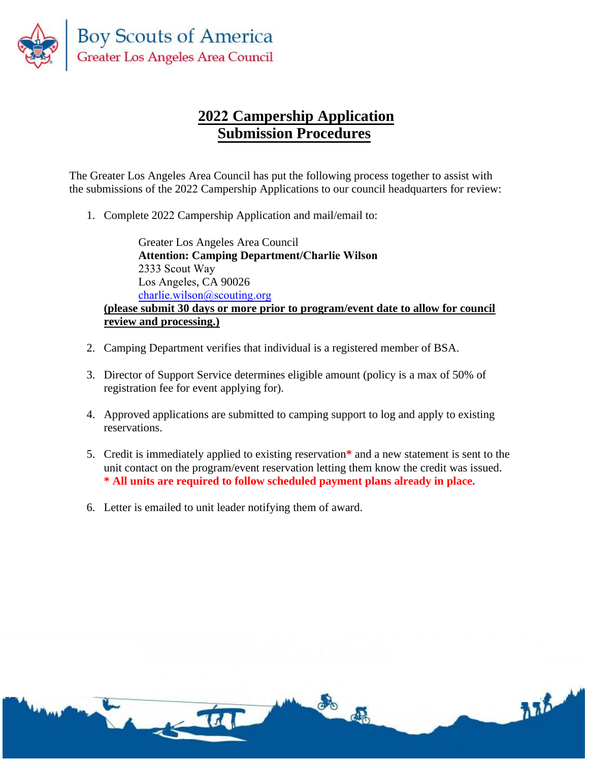Boy Scouts of America
Greater Los Angeles Area Council

# 2022 Campership Application Submission Procedures

The Greater Los Angeles Area Council has put the following process together to assist with the submissions of the 2022 Campership Applications to our council headquarters for review:

1. Complete 2022 Campership Application and mail/email to:

   Greater Los Angeles Area Council
   **Attention: Camping Department/Charlie Wilson**
   2333 Scout Way
   Los Angeles, CA 90026
   charlie.wilson@scouting.org

   **(please submit 30 days or more prior to program/event date to allow for council review and processing.)**

2. Camping Department verifies that individual is a registered member of BSA.

3. Director of Support Service determines eligible amount (policy is a max of 50% of registration fee for event applying for).

4. Approved applications are submitted to camping support to log and apply to existing reservations.

5. Credit is immediately applied to existing reservation* and a new statement is sent to the unit contact on the program/event reservation letting them know the credit was issued.
   **\* All units are required to follow scheduled payment plans already in place.**

6. Letter is emailed to unit leader notifying them of award.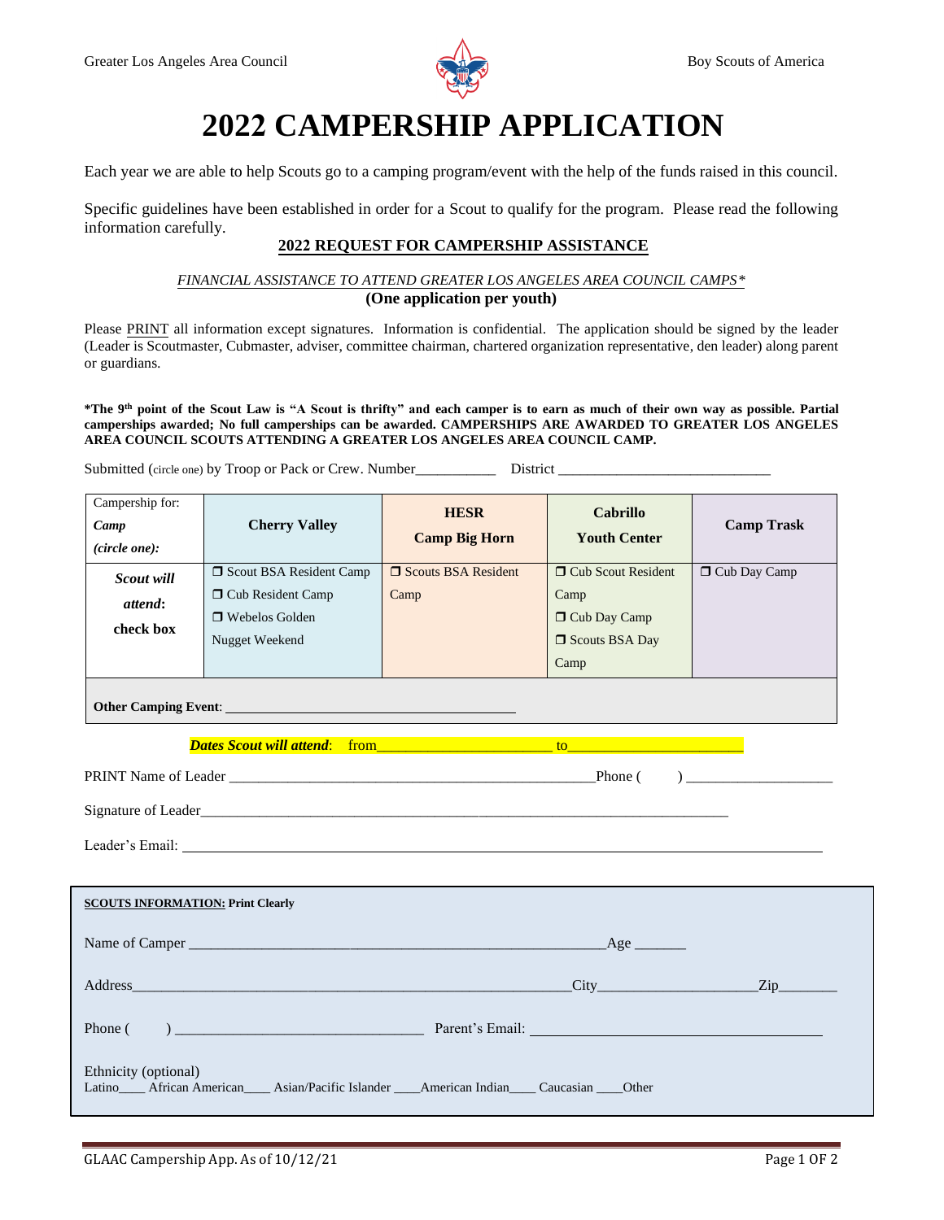# 2022 CAMPERSHIP APPLICATION

Each year we are able to help Scouts go to a camping program/event with the help of the funds raised in this council.

Specific guidelines have been established in order for a Scout to qualify for the program. Please read the following information carefully.

## 2022 REQUEST FOR CAMPERSHIP ASSISTANCE

*FINANCIAL ASSISTANCE TO ATTEND GREATER LOS ANGELES AREA COUNCIL CAMPS**

**(One application per youth)**

Please PRINT all information except signatures. Information is confidential. The application should be signed by the leader (Leader is Scoutmaster, Cubmaster, adviser, committee chairman, chartered organization representative, den leader) along parent or guardians.

**\*The 9th point of the Scout Law is "A Scout is thrifty" and each camper is to earn as much of their own way as possible. Partial camperships awarded; No full camperships can be awarded. CAMPERSHIPS ARE AWARDED TO GREATER LOS ANGELES AREA COUNCIL SCOUTS ATTENDING A GREATER LOS ANGELES AREA COUNCIL CAMP.**

Submitted (circle one) by Troop or Pack or Crew. Number__________ District ____________________________

| Campership for: *Camp* *(circle one):* | **Cherry Valley** | **HESR Camp Big Horn** | **Cabrillo Youth Center** | **Camp Trask** |
|---|---|---|---|---|
| ***Scout will attend*: check box** | ❒ Scout BSA Resident Camp<br>❒ Cub Resident Camp<br>❒ Webelos Golden Nugget Weekend | ❒ Scouts BSA Resident Camp | ❒ Cub Scout Resident Camp<br>❒ Cub Day Camp<br>❒ Scouts BSA Day Camp | ❒ Cub Day Camp |
| **Other Camping Event**: ________________________________________ | | | | |

***Dates Scout will attend***: from______________________ to______________________

PRINT Name of Leader ______________________________________________ Phone ( ) ____________________

Signature of Leader_______________________________________________________________________

Leader's Email: _________________________________________________________________________

**SCOUTS INFORMATION: Print Clearly**

Name of Camper ________________________________________________________ Age _______

Address_______________________________________________________________ City_____________________ Zip________

Phone ( ) _________________________________ Parent's Email: _______________________________________

Ethnicity (optional)
Latino____ African American____ Asian/Pacific Islander ____American Indian____ Caucasian ____Other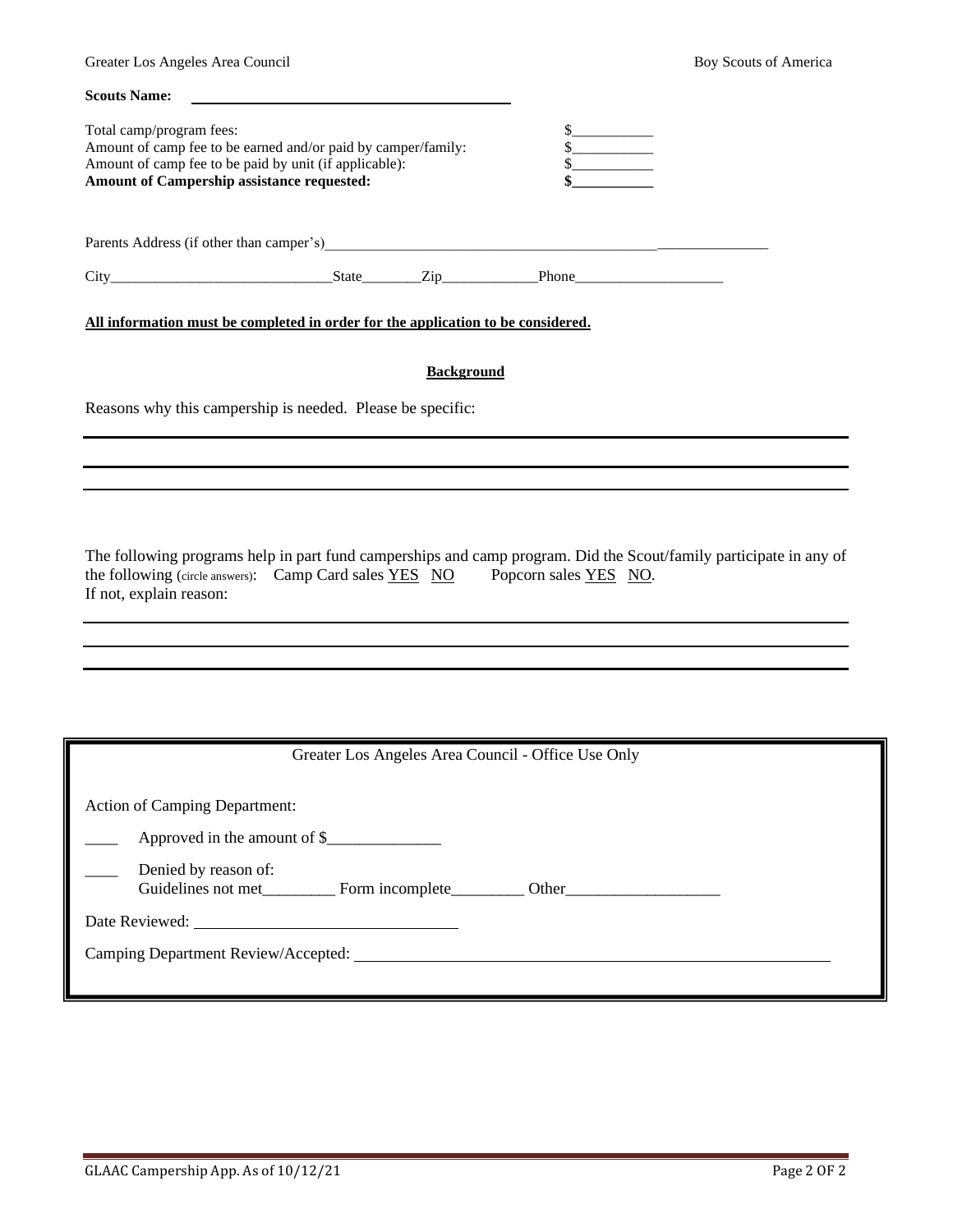**Scouts Name:** ______________________________

Total camp/program fees: $__________
Amount of camp fee to be earned and/or paid by camper/family: $__________
Amount of camp fee to be paid by unit (if applicable): $__________
**Amount of Campership assistance requested: $__________**

Parents Address (if other than camper's)______________________________

City______________________________State________Zip____________Phone____________________

**All information must be completed in order for the application to be considered.**

## Background

Reasons why this campership is needed. Please be specific:

______________________________________________________________________

______________________________________________________________________

______________________________________________________________________

The following programs help in part fund camperships and camp program. Did the Scout/family participate in any of the following (circle answers): Camp Card sales YES NO Popcorn sales YES NO.
If not, explain reason:

______________________________________________________________________

______________________________________________________________________

______________________________________________________________________

Greater Los Angeles Area Council - Office Use Only

Action of Camping Department:

____ Approved in the amount of $______________

____ Denied by reason of:
Guidelines not met_________ Form incomplete_________ Other___________________

Date Reviewed: ______________________________

Camping Department Review/Accepted: ______________________________